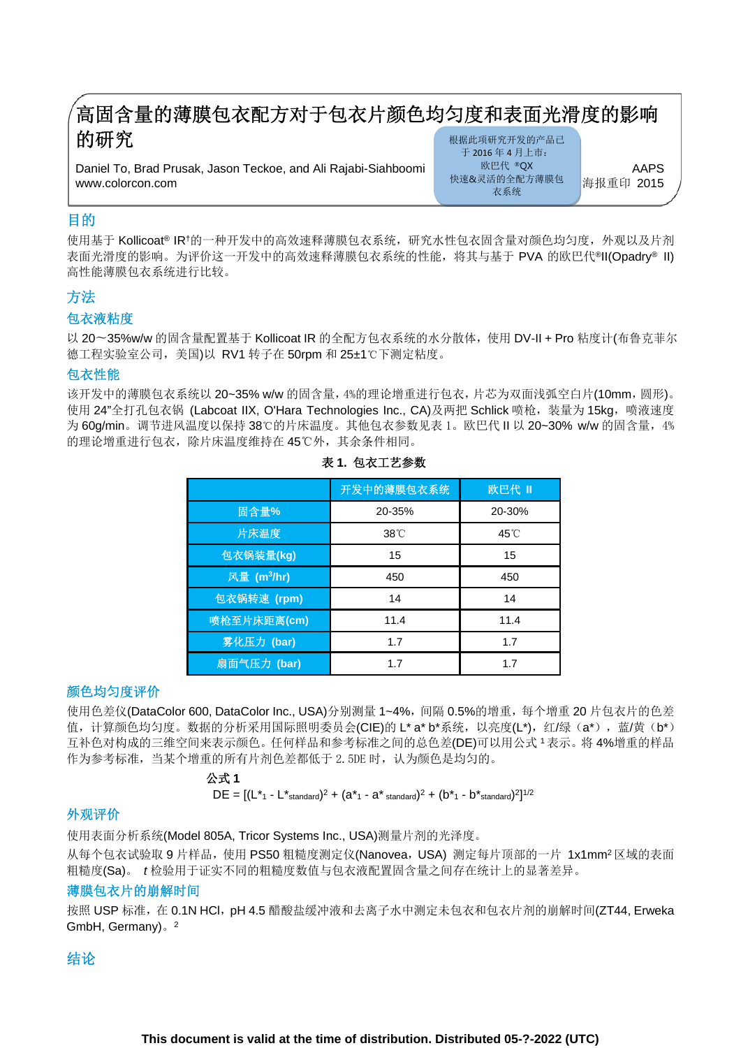# 高固含量的薄膜包衣配方对于包衣片颜色均匀度和表面光滑度的影响的研究

Daniel To, Brad Prusak, Jason Teckoe, and Ali Rajabi-Siahboomi
www.colorcon.com

根据此项研究开发的产品已于 2016 年 4 月上市：
欧巴代 ®QX
快速&灵活的全配方薄膜包衣系统

AAPS
海报重印 2015

## 目的

使用基于 Kollicoat® IR†的一种开发中的高效速释薄膜包衣系统，研究水性包衣固含量对颜色均匀度，外观以及片剂表面光滑度的影响。为评价这一开发中的高效速释薄膜包衣系统的性能，将其与基于 PVA 的欧巴代®II(Opadry® II)高性能薄膜包衣系统进行比较。

## 方法

### 包衣液粘度

以 20～35%w/w 的固含量配置基于 Kollicoat IR 的全配方包衣系统的水分散体，使用 DV-II + Pro 粘度计(布鲁克菲尔德工程实验室公司，美国)以 RV1 转子在 50rpm 和 25±1℃下测定粘度。

### 包衣性能

该开发中的薄膜包衣系统以 20~35% w/w 的固含量，4%的理论增重进行包衣，片芯为双面浅弧空白片(10mm，圆形)。使用 24"全打孔包衣锅 (Labcoat IIX, O'Hara Technologies Inc., CA)及两把 Schlick 喷枪，装量为 15kg，喷液速度为 60g/min。调节进风温度以保持 38℃的片床温度。其他包衣参数见表 1。欧巴代 II 以 20~30% w/w 的固含量，4%的理论增重进行包衣，除片床温度维持在 45℃外，其余条件相同。

**表 1. 包衣工艺参数**

| | 开发中的薄膜包衣系统 | 欧巴代 II |
|---|---|---|
| 固含量% | 20-35% | 20-30% |
| 片床温度 | 38℃ | 45℃ |
| 包衣锅装量(kg) | 15 | 15 |
| 风量 ($m^3$/hr) | 450 | 450 |
| 包衣锅转速 (rpm) | 14 | 14 |
| 喷枪至片床距离(cm) | 11.4 | 11.4 |
| 雾化压力 (bar) | 1.7 | 1.7 |
| 扇面气压力 (bar) | 1.7 | 1.7 |

### 颜色均匀度评价

使用色差仪(DataColor 600, DataColor Inc., USA)分别测量 1~4%，间隔 0.5%的增重，每个增重 20 片包衣片的色差值，计算颜色均匀度。数据的分析采用国际照明委员会(CIE)的 L* a* b*系统，以亮度(L*)，红/绿（a*），蓝/黄（b*）互补色对构成的三维空间来表示颜色。任何样品和参考标准之间的总色差(DE)可以用公式 1 表示。将 4%增重的样品作为参考标准，当某个增重的所有片剂色差都低于 2.5DE 时，认为颜色是均匀的。

**公式 1**

$$DE = [(L^*_1 - L^*_{standard})^2 + (a^*_1 - a^*_{standard})^2 + (b^*_1 - b^*_{standard})^2]^{1/2}$$

### 外观评价

使用表面分析系统(Model 805A, Tricor Systems Inc., USA)测量片剂的光泽度。

从每个包衣试验取 9 片样品，使用 PS50 粗糙度测定仪(Nanovea，USA) 测定每片顶部的一片 1x1mm² 区域的表面粗糙度(Sa)。 *t* 检验用于证实不同的粗糙度数值与包衣液配置固含量之间存在统计上的显著差异。

### 薄膜包衣片的崩解时间

按照 USP 标准，在 0.1N HCl，pH 4.5 醋酸盐缓冲液和去离子水中测定未包衣和包衣片剂的崩解时间(ZT44, Erweka GmbH, Germany)。[2]

## 结论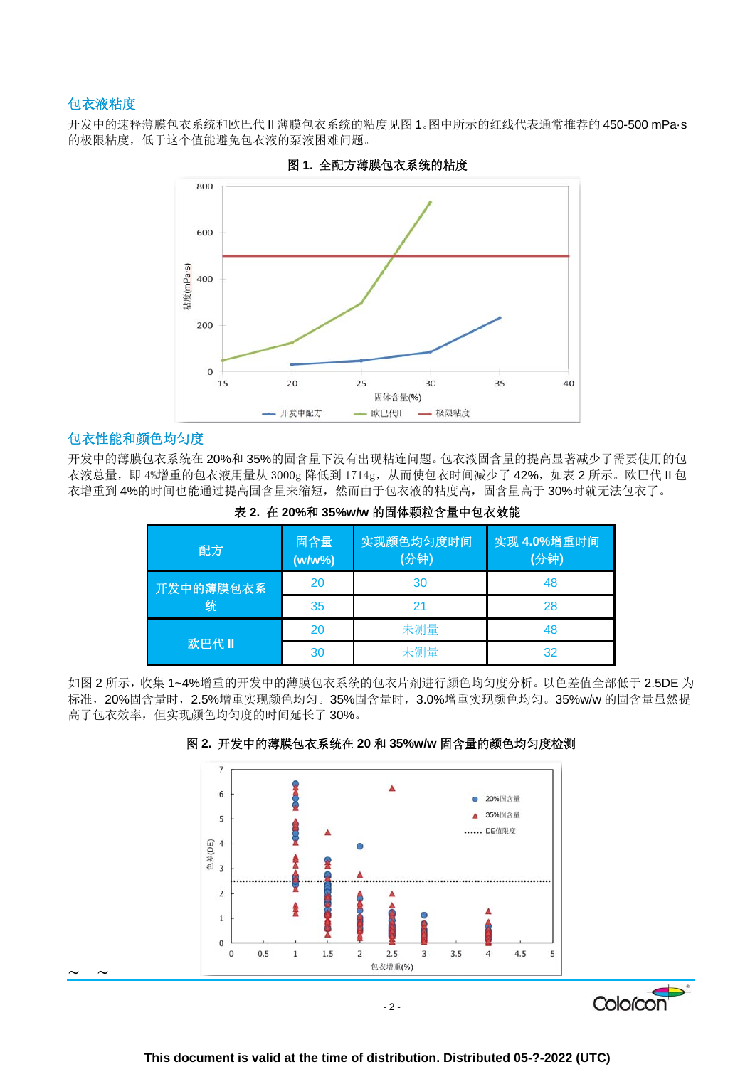## 包衣液粘度

开发中的速释薄膜包衣系统和欧巴代 II 薄膜包衣系统的粘度见图 1。图中所示的红线代表通常推荐的 450-500 mPa·s 的极限粘度，低于这个值能避免包衣液的泵液困难问题。

**图 1. 全配方薄膜包衣系统的粘度**

## 包衣性能和颜色均匀度

开发中的薄膜包衣系统在 20%和 35%的固含量下没有出现粘连问题。包衣液固含量的提高显著减少了需要使用的包衣液总量，即 4%增重的包衣液用量从 3000g 降低到 1714g，从而使包衣时间减少了 42%，如表 2 所示。欧巴代 II 包衣增重到 4%的时间也能通过提高固含量来缩短，然而由于包衣液的粘度高，固含量高于 30%时就无法包衣了。

**表 2. 在 20%和 35%w/w 的固体颗粒含量中包衣效能**

| 配方 | 固含量 (w/w%) | 实现颜色均匀度时间 (分钟) | 实现 4.0%增重时间 (分钟) |
|---|---|---|---|
| 开发中的薄膜包衣系统 | 20 | 30 | 48 |
| | 35 | 21 | 28 |
| 欧巴代 II | 20 | 未测量 | 48 |
| | 30 | 未测量 | 32 |

如图 2 所示，收集 1~4%增重的开发中的薄膜包衣系统的包衣片剂进行颜色均匀度分析。以色差值全部低于 2.5DE 为标准，20%固含量时，2.5%增重实现颜色均匀。35%固含量时，3.0%增重实现颜色均匀。35%w/w 的固含量虽然提高了包衣效率，但实现颜色均匀度的时间延长了 30%。

**图 2. 开发中的薄膜包衣系统在 20 和 35%w/w 固含量的颜色均匀度检测**

This document is valid at the time of distribution. Distributed 05-?-2022 (UTC)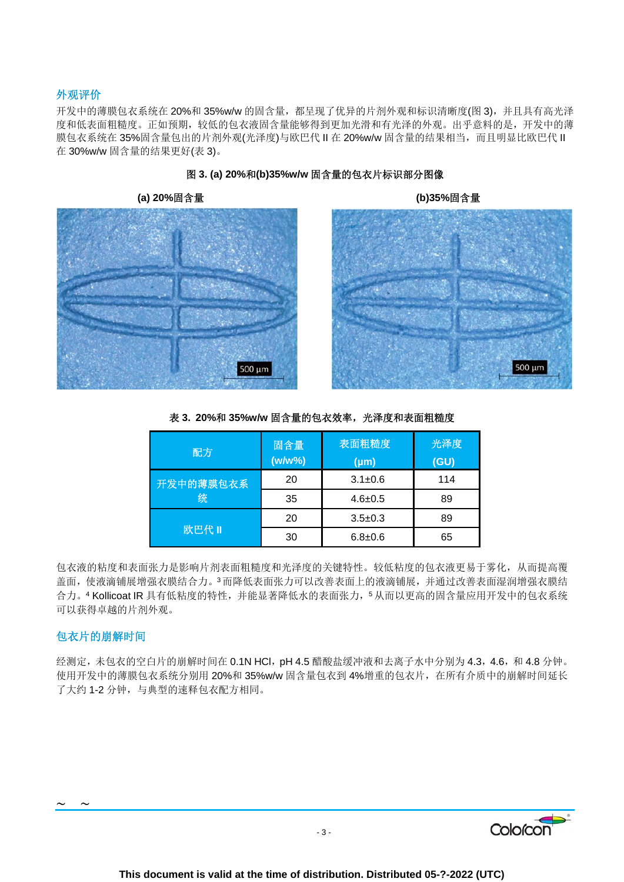## 外观评价

开发中的薄膜包衣系统在 20%和 35%w/w 的固含量，都呈现了优异的片剂外观和标识清晰度(图 3)，并且具有高光泽度和低表面粗糙度。正如预期，较低的包衣液固含量能够得到更加光滑和有光泽的外观。出乎意料的是，开发中的薄膜包衣系统在 35%固含量包出的片剂外观(光泽度)与欧巴代 II 在 20%w/w 固含量的结果相当，而且明显比欧巴代 II 在 30%w/w 固含量的结果更好(表 3)。

**图 3. (a) 20%和(b)35%w/w 固含量的包衣片标识部分图像**

**(a) 20%固含量**

**(b)35%固含量**

**表 3. 20%和 35%w/w 固含量的包衣效率，光泽度和表面粗糙度**

| 配方 | 固含量 (w/w%) | 表面粗糙度 (μm) | 光泽度 (GU) |
|---|---|---|---|
| 开发中的薄膜包衣系统 | 20 | 3.1±0.6 | 114 |
| | 35 | 4.6±0.5 | 89 |
| 欧巴代 II | 20 | 3.5±0.3 | 89 |
| | 30 | 6.8±0.6 | 65 |

包衣液的粘度和表面张力是影响片剂表面粗糙度和光泽度的关键特性。较低粘度的包衣液更易于雾化，从而提高覆盖面，使液滴铺展增强衣膜结合力。[3] 而降低表面张力可以改善表面上的液滴铺展，并通过改善表面湿润增强衣膜结合力。[4] Kollicoat IR 具有低粘度的特性，并能显著降低水的表面张力，[5] 从而以更高的固含量应用开发中的包衣系统可以获得卓越的片剂外观。

## 包衣片的崩解时间

经测定，未包衣的空白片的崩解时间在 0.1N HCl，pH 4.5 醋酸盐缓冲液和去离子水中分别为 4.3，4.6，和 4.8 分钟。使用开发中的薄膜包衣系统分别用 20%和 35%w/w 固含量包衣到 4%增重的包衣片，在所有介质中的崩解时间延长了大约 1-2 分钟，与典型的速释包衣配方相同。

This document is valid at the time of distribution. Distributed 05-?-2022 (UTC)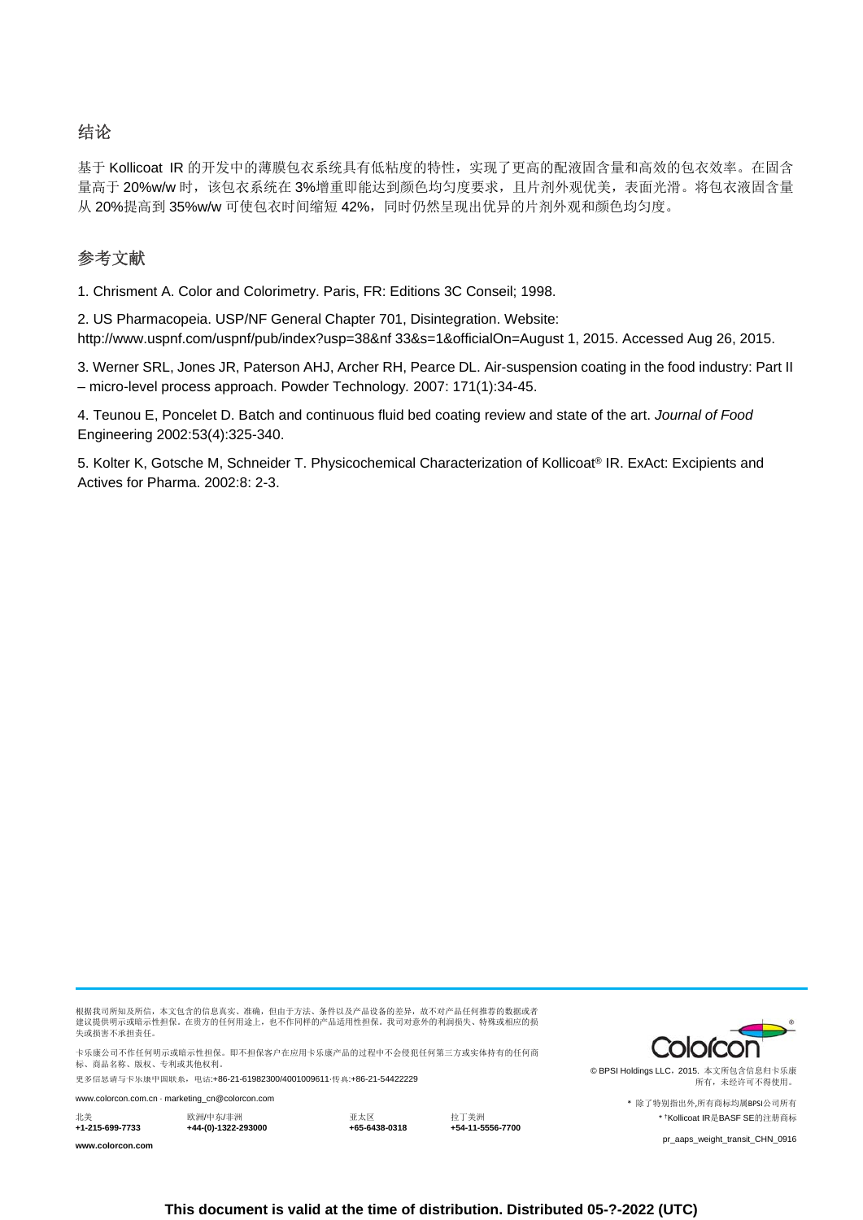## 结论

基于 Kollicoat IR 的开发中的薄膜包衣系统具有低粘度的特性，实现了更高的配液固含量和高效的包衣效率。在固含量高于 20%w/w 时，该包衣系统在 3%增重即能达到颜色均匀度要求，且片剂外观优美，表面光滑。将包衣液固含量从 20%提高到 35%w/w 可使包衣时间缩短 42%，同时仍然呈现出优异的片剂外观和颜色均匀度。

## 参考文献

1. Chrisment A. Color and Colorimetry. Paris, FR: Editions 3C Conseil; 1998.

2. US Pharmacopeia. USP/NF General Chapter 701, Disintegration. Website: http://www.uspnf.com/uspnf/pub/index?usp=38&nf 33&s=1&officialOn=August 1, 2015. Accessed Aug 26, 2015.

3. Werner SRL, Jones JR, Paterson AHJ, Archer RH, Pearce DL. Air-suspension coating in the food industry: Part II – micro-level process approach. Powder Technology. 2007: 171(1):34-45.

4. Teunou E, Poncelet D. Batch and continuous fluid bed coating review and state of the art. *Journal of Food* Engineering 2002:53(4):325-340.

5. Kolter K, Gotsche M, Schneider T. Physicochemical Characterization of Kollicoat® IR. ExAct: Excipients and Actives for Pharma. 2002:8: 2-3.

---

根据我司所知及所信，本文包含的信息真实、准确，但由于方法、条件以及产品设备的差异，故不对产品任何推荐的数据或者建议提供明示或暗示性担保。在贵方的任何用途上，也不作同样的产品适用性担保。我司对意外的利润损失、特殊或相应的损失或损害不承担责任。

卡乐康公司不作任何明示或暗示性担保。即不担保客户在应用卡乐康产品的过程中不会侵犯任何第三方或实体持有的任何商标、商品名称、版权、专利或其他权利。

更多信息请与卡乐康中国联系，电话:+86-21-61982300/4001009611,传真:+86-21-54422229

www.colorcon.com.cn · marketing_cn@colorcon.com

| 北美 | 欧洲/中东/非洲 | 亚太区 | 拉丁美洲 |
|---|---|---|---|
| **+1-215-699-7733** | **+44-(0)-1322-293000** | **+65-6438-0318** | **+54-11-5556-7700** |

**www.colorcon.com**

© BPSI Holdings LLC，2015. 本文所包含信息归卡乐康所有，未经许可不得使用。

* 除了特别指出外,所有商标均属BPSI公司所有

*†Kollicoat IR是BASF SE的注册商标

pr_aaps_weight_transit_CHN_0916

**This document is valid at the time of distribution. Distributed 05-?-2022 (UTC)**